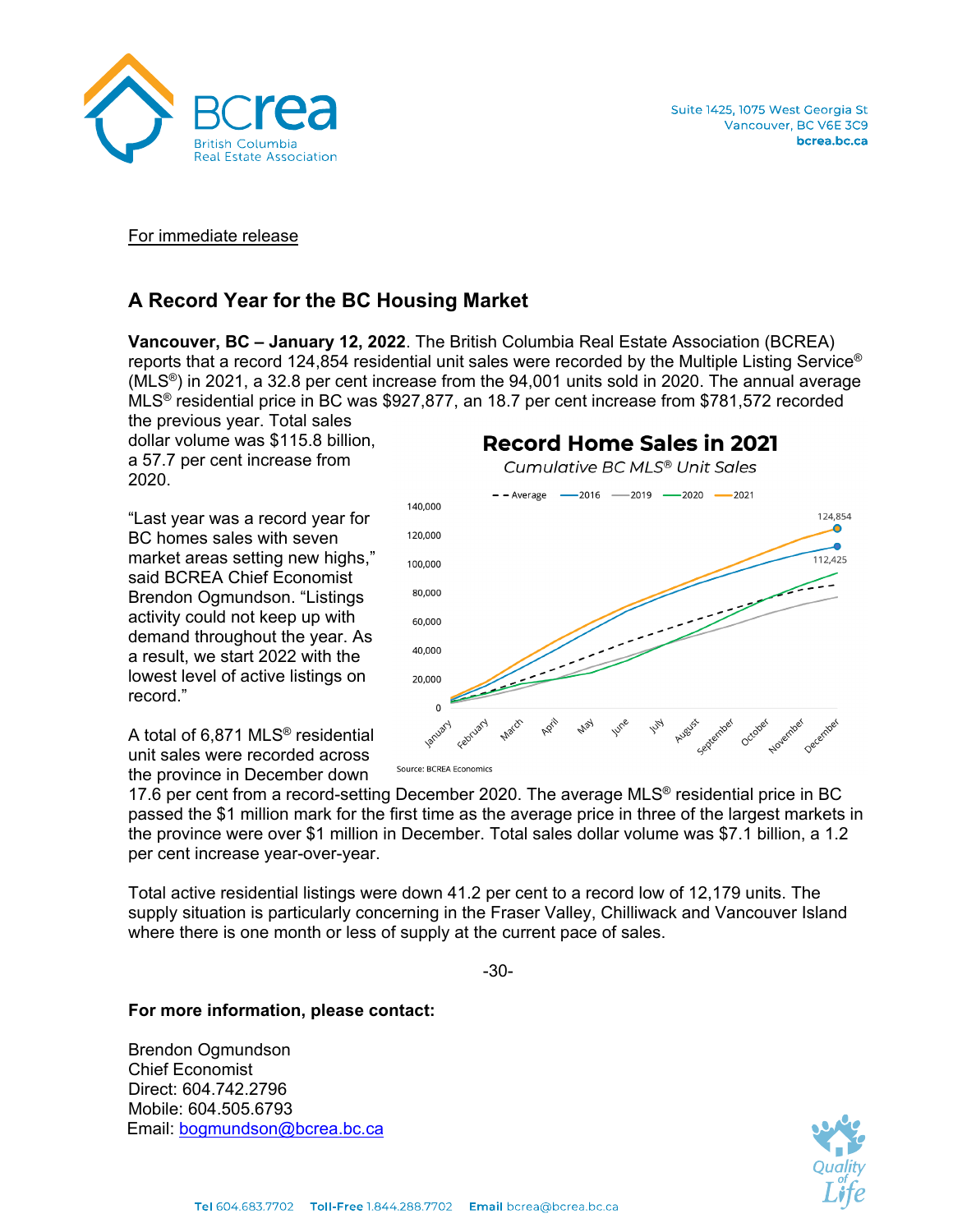BCrea
British Columbia
Real Estate Association

Suite 1425, 1075 West Georgia St
Vancouver, BC V6E 3C9
bcrea.bc.ca

For immediate release

## A Record Year for the BC Housing Market

**Vancouver, BC – January 12, 2022**. The British Columbia Real Estate Association (BCREA) reports that a record 124,854 residential unit sales were recorded by the Multiple Listing Service® (MLS®) in 2021, a 32.8 per cent increase from the 94,001 units sold in 2020. The annual average MLS® residential price in BC was $927,877, an 18.7 per cent increase from $781,572 recorded the previous year. Total sales dollar volume was $115.8 billion, a 57.7 per cent increase from 2020.

**Record Home Sales in 2021**

*Cumulative BC MLS® Unit Sales*

Legend: Average, 2016, 2019, 2020, 2021

Labels: 124,854 (2021, December); 112,425 (2016, December)

Source: BCREA Economics

"Last year was a record year for BC homes sales with seven market areas setting new highs," said BCREA Chief Economist Brendon Ogmundson. "Listings activity could not keep up with demand throughout the year. As a result, we start 2022 with the lowest level of active listings on record."

A total of 6,871 MLS® residential unit sales were recorded across the province in December down 17.6 per cent from a record-setting December 2020. The average MLS® residential price in BC passed the $1 million mark for the first time as the average price in three of the largest markets in the province were over $1 million in December. Total sales dollar volume was $7.1 billion, a 1.2 per cent increase year-over-year.

Total active residential listings were down 41.2 per cent to a record low of 12,179 units. The supply situation is particularly concerning in the Fraser Valley, Chilliwack and Vancouver Island where there is one month or less of supply at the current pace of sales.

-30-

**For more information, please contact:**

Brendon Ogmundson
Chief Economist
Direct: 604.742.2796
Mobile: 604.505.6793
Email: bogmundson@bcrea.bc.ca

Tel 604.683.7702 Toll-Free 1.844.288.7702 Email bcrea@bcrea.bc.ca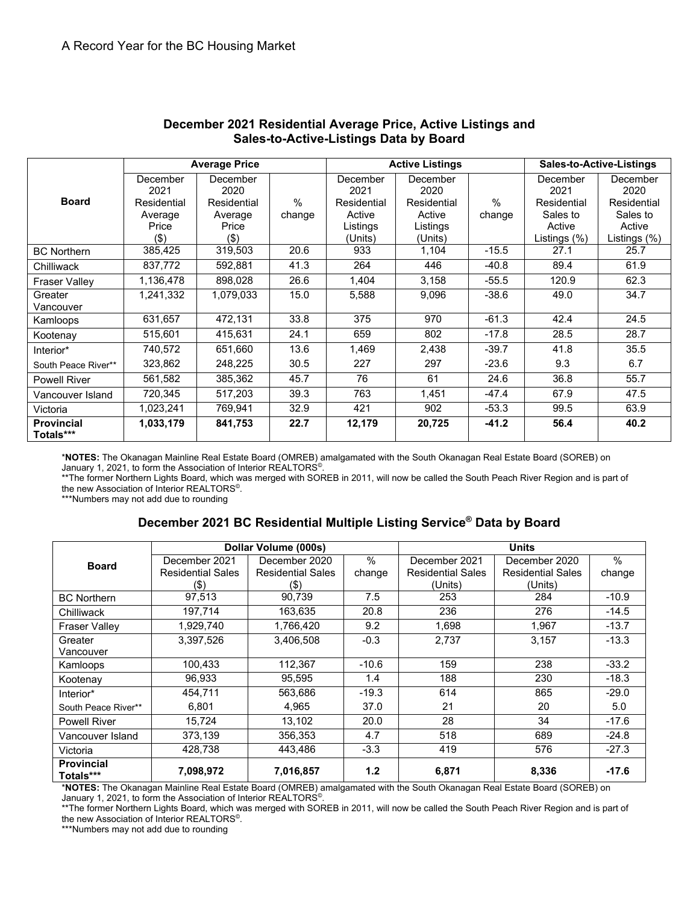A Record Year for the BC Housing Market

## December 2021 Residential Average Price, Active Listings and Sales-to-Active-Listings Data by Board

| Board | Average Price | | | Active Listings | | | Sales-to-Active-Listings | |
|---|---|---|---|---|---|---|---|---|
| | December 2021 Residential Average Price ($) | December 2020 Residential Average Price ($) | % change | December 2021 Residential Active Listings (Units) | December 2020 Residential Active Listings (Units) | % change | December 2021 Residential Sales to Active Listings (%) | December 2020 Residential Sales to Active Listings (%) |
| BC Northern | 385,425 | 319,503 | 20.6 | 933 | 1,104 | -15.5 | 27.1 | 25.7 |
| Chilliwack | 837,772 | 592,881 | 41.3 | 264 | 446 | -40.8 | 89.4 | 61.9 |
| Fraser Valley | 1,136,478 | 898,028 | 26.6 | 1,404 | 3,158 | -55.5 | 120.9 | 62.3 |
| Greater Vancouver | 1,241,332 | 1,079,033 | 15.0 | 5,588 | 9,096 | -38.6 | 49.0 | 34.7 |
| Kamloops | 631,657 | 472,131 | 33.8 | 375 | 970 | -61.3 | 42.4 | 24.5 |
| Kootenay | 515,601 | 415,631 | 24.1 | 659 | 802 | -17.8 | 28.5 | 28.7 |
| Interior* | 740,572 | 651,660 | 13.6 | 1,469 | 2,438 | -39.7 | 41.8 | 35.5 |
| South Peace River** | 323,862 | 248,225 | 30.5 | 227 | 297 | -23.6 | 9.3 | 6.7 |
| Powell River | 561,582 | 385,362 | 45.7 | 76 | 61 | 24.6 | 36.8 | 55.7 |
| Vancouver Island | 720,345 | 517,203 | 39.3 | 763 | 1,451 | -47.4 | 67.9 | 47.5 |
| Victoria | 1,023,241 | 769,941 | 32.9 | 421 | 902 | -53.3 | 99.5 | 63.9 |
| **Provincial Totals*** ** | **1,033,179** | **841,753** | **22.7** | **12,179** | **20,725** | **-41.2** | **56.4** | **40.2** |

***NOTES:** The Okanagan Mainline Real Estate Board (OMREB) amalgamated with the South Okanagan Real Estate Board (SOREB) on January 1, 2021, to form the Association of Interior REALTORS©.
**The former Northern Lights Board, which was merged with SOREB in 2011, will now be called the South Peach River Region and is part of the new Association of Interior REALTORS©.
***Numbers may not add due to rounding

## December 2021 BC Residential Multiple Listing Service® Data by Board

| Board | Dollar Volume (000s) | | | Units | | |
|---|---|---|---|---|---|---|
| | December 2021 Residential Sales ($) | December 2020 Residential Sales ($) | % change | December 2021 Residential Sales (Units) | December 2020 Residential Sales (Units) | % change |
| BC Northern | 97,513 | 90,739 | 7.5 | 253 | 284 | -10.9 |
| Chilliwack | 197,714 | 163,635 | 20.8 | 236 | 276 | -14.5 |
| Fraser Valley | 1,929,740 | 1,766,420 | 9.2 | 1,698 | 1,967 | -13.7 |
| Greater Vancouver | 3,397,526 | 3,406,508 | -0.3 | 2,737 | 3,157 | -13.3 |
| Kamloops | 100,433 | 112,367 | -10.6 | 159 | 238 | -33.2 |
| Kootenay | 96,933 | 95,595 | 1.4 | 188 | 230 | -18.3 |
| Interior* | 454,711 | 563,686 | -19.3 | 614 | 865 | -29.0 |
| South Peace River** | 6,801 | 4,965 | 37.0 | 21 | 20 | 5.0 |
| Powell River | 15,724 | 13,102 | 20.0 | 28 | 34 | -17.6 |
| Vancouver Island | 373,139 | 356,353 | 4.7 | 518 | 689 | -24.8 |
| Victoria | 428,738 | 443,486 | -3.3 | 419 | 576 | -27.3 |
| **Provincial Totals*** ** | **7,098,972** | **7,016,857** | **1.2** | **6,871** | **8,336** | **-17.6** |

***NOTES:** The Okanagan Mainline Real Estate Board (OMREB) amalgamated with the South Okanagan Real Estate Board (SOREB) on January 1, 2021, to form the Association of Interior REALTORS©.
**The former Northern Lights Board, which was merged with SOREB in 2011, will now be called the South Peach River Region and is part of the new Association of Interior REALTORS©.
***Numbers may not add due to rounding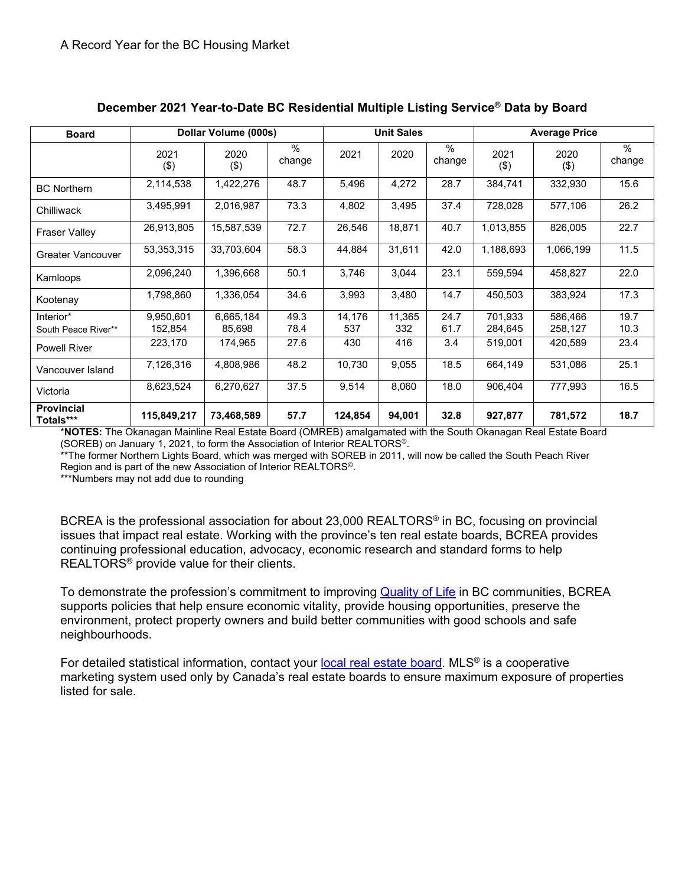**December 2021 Year-to-Date BC Residential Multiple Listing Service® Data by Board**

| Board | Dollar Volume (000s) | | | Unit Sales | | | Average Price | | |
|---|---|---|---|---|---|---|---|---|---|
| | 2021 ($) | 2020 ($) | % change | 2021 | 2020 | % change | 2021 ($) | 2020 ($) | % change |
| BC Northern | 2,114,538 | 1,422,276 | 48.7 | 5,496 | 4,272 | 28.7 | 384,741 | 332,930 | 15.6 |
| Chilliwack | 3,495,991 | 2,016,987 | 73.3 | 4,802 | 3,495 | 37.4 | 728,028 | 577,106 | 26.2 |
| Fraser Valley | 26,913,805 | 15,587,539 | 72.7 | 26,546 | 18,871 | 40.7 | 1,013,855 | 826,005 | 22.7 |
| Greater Vancouver | 53,353,315 | 33,703,604 | 58.3 | 44,884 | 31,611 | 42.0 | 1,188,693 | 1,066,199 | 11.5 |
| Kamloops | 2,096,240 | 1,396,668 | 50.1 | 3,746 | 3,044 | 23.1 | 559,594 | 458,827 | 22.0 |
| Kootenay | 1,798,860 | 1,336,054 | 34.6 | 3,993 | 3,480 | 14.7 | 450,503 | 383,924 | 17.3 |
| Interior* | 9,950,601 | 6,665,184 | 49.3 | 14,176 | 11,365 | 24.7 | 701,933 | 586,466 | 19.7 |
| South Peace River** | 152,854 | 85,698 | 78.4 | 537 | 332 | 61.7 | 284,645 | 258,127 | 10.3 |
| Powell River | 223,170 | 174,965 | 27.6 | 430 | 416 | 3.4 | 519,001 | 420,589 | 23.4 |
| Vancouver Island | 7,126,316 | 4,808,986 | 48.2 | 10,730 | 9,055 | 18.5 | 664,149 | 531,086 | 25.1 |
| Victoria | 8,623,524 | 6,270,627 | 37.5 | 9,514 | 8,060 | 18.0 | 906,404 | 777,993 | 16.5 |
| **Provincial Totals*** ** | **115,849,217** | **73,468,589** | **57.7** | **124,854** | **94,001** | **32.8** | **927,877** | **781,572** | **18.7** |

*__NOTES:__ The Okanagan Mainline Real Estate Board (OMREB) amalgamated with the South Okanagan Real Estate Board (SOREB) on January 1, 2021, to form the Association of Interior REALTORS©.

**The former Northern Lights Board, which was merged with SOREB in 2011, will now be called the South Peach River Region and is part of the new Association of Interior REALTORS©.

***Numbers may not add due to rounding

BCREA is the professional association for about 23,000 REALTORS® in BC, focusing on provincial issues that impact real estate. Working with the province's ten real estate boards, BCREA provides continuing professional education, advocacy, economic research and standard forms to help REALTORS® provide value for their clients.

To demonstrate the profession's commitment to improving Quality of Life in BC communities, BCREA supports policies that help ensure economic vitality, provide housing opportunities, preserve the environment, protect property owners and build better communities with good schools and safe neighbourhoods.

For detailed statistical information, contact your local real estate board. MLS® is a cooperative marketing system used only by Canada's real estate boards to ensure maximum exposure of properties listed for sale.